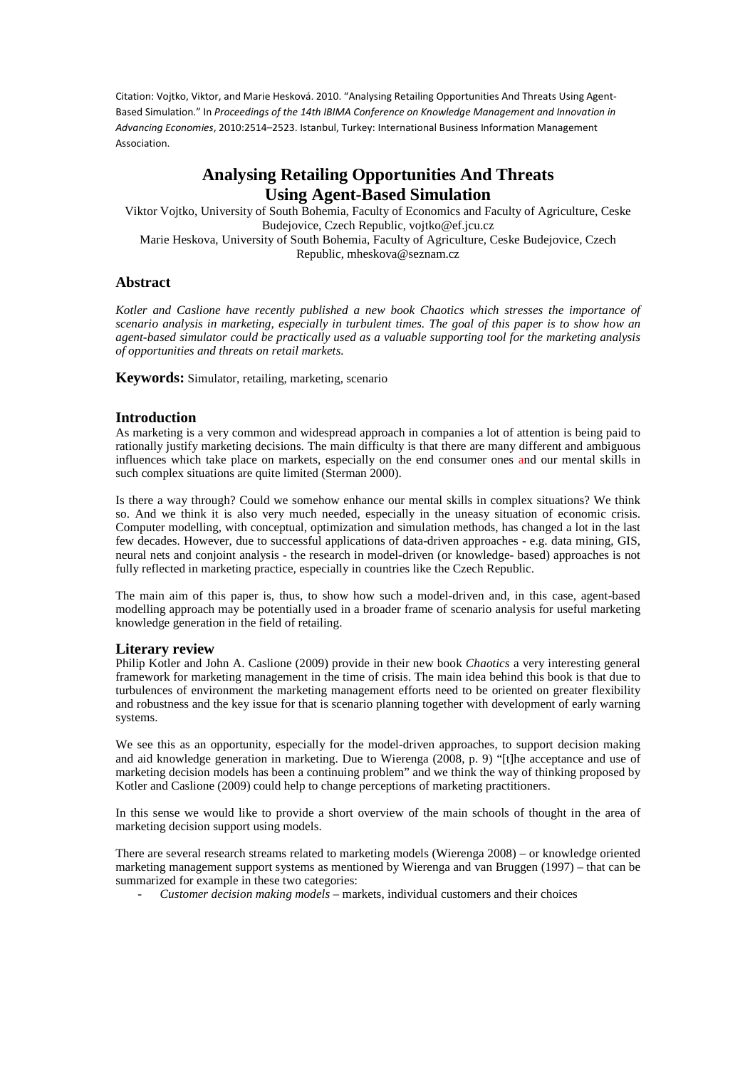Citation: Vojtko, Viktor, and Marie Hesková. 2010. "Analysing Retailing Opportunities And Threats Using Agent-Based Simulation." In *Proceedings of the 14th IBIMA Conference on Knowledge Management and Innovation in Advancing Economies*, 2010:2514–2523. Istanbul, Turkey: International Business Information Management Association.

# Analysing Retailing Opportunities And Threats Using Agent-Based Simulation

Viktor Vojtko, University of South Bohemia, Faculty of Economics and Faculty of Agriculture, Ceske Budejovice, Czech Republic, vojtko@ef.jcu.cz

Marie Heskova, University of South Bohemia, Faculty of Agriculture, Ceske Budejovice, Czech Republic, mheskova@seznam.cz

## Abstract

*Kotler and Caslione have recently published a new book Chaotics which stresses the importance of scenario analysis in marketing, especially in turbulent times. The goal of this paper is to show how an agent-based simulator could be practically used as a valuable supporting tool for the marketing analysis of opportunities and threats on retail markets.*

**Keywords:** Simulator, retailing, marketing, scenario

## Introduction

As marketing is a very common and widespread approach in companies a lot of attention is being paid to rationally justify marketing decisions. The main difficulty is that there are many different and ambiguous influences which take place on markets, especially on the end consumer ones and our mental skills in such complex situations are quite limited (Sterman 2000).

Is there a way through? Could we somehow enhance our mental skills in complex situations? We think so. And we think it is also very much needed, especially in the uneasy situation of economic crisis. Computer modelling, with conceptual, optimization and simulation methods, has changed a lot in the last few decades. However, due to successful applications of data-driven approaches - e.g. data mining, GIS, neural nets and conjoint analysis - the research in model-driven (or knowledge- based) approaches is not fully reflected in marketing practice, especially in countries like the Czech Republic.

The main aim of this paper is, thus, to show how such a model-driven and, in this case, agent-based modelling approach may be potentially used in a broader frame of scenario analysis for useful marketing knowledge generation in the field of retailing.

## Literary review

Philip Kotler and John A. Caslione (2009) provide in their new book *Chaotics* a very interesting general framework for marketing management in the time of crisis. The main idea behind this book is that due to turbulences of environment the marketing management efforts need to be oriented on greater flexibility and robustness and the key issue for that is scenario planning together with development of early warning systems.

We see this as an opportunity, especially for the model-driven approaches, to support decision making and aid knowledge generation in marketing. Due to Wierenga (2008, p. 9) "[t]he acceptance and use of marketing decision models has been a continuing problem" and we think the way of thinking proposed by Kotler and Caslione (2009) could help to change perceptions of marketing practitioners.

In this sense we would like to provide a short overview of the main schools of thought in the area of marketing decision support using models.

There are several research streams related to marketing models (Wierenga 2008) – or knowledge oriented marketing management support systems as mentioned by Wierenga and van Bruggen (1997) – that can be summarized for example in these two categories:

- *Customer decision making models* – markets, individual customers and their choices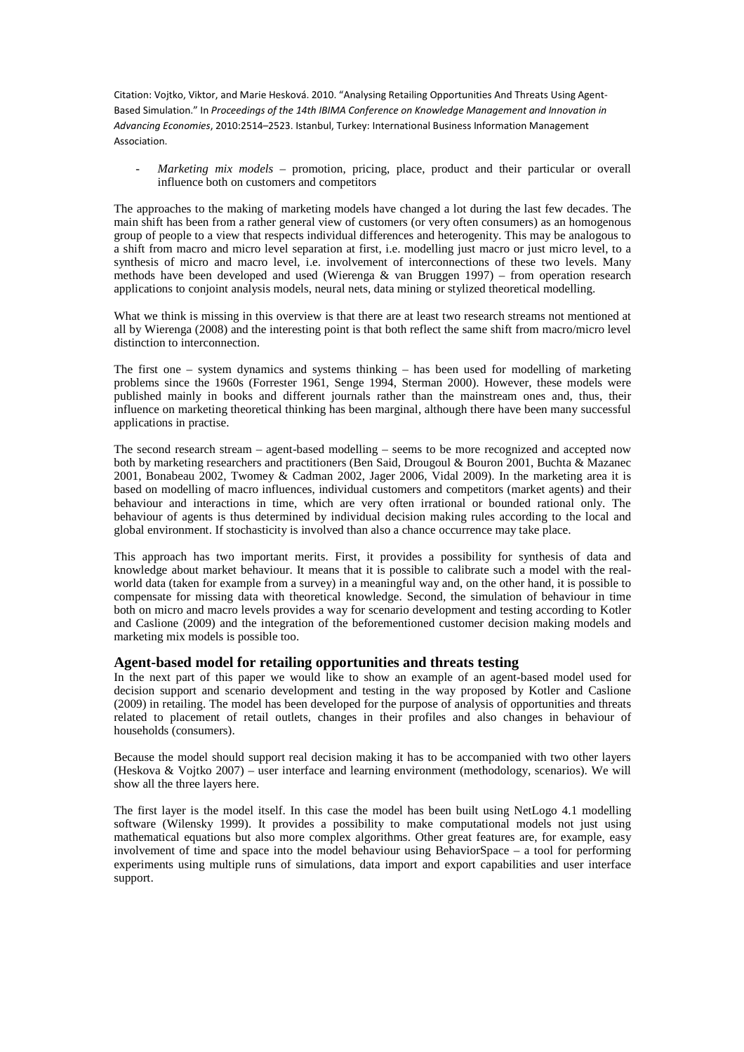- *Marketing mix models* – promotion, pricing, place, product and their particular or overall influence both on customers and competitors

The approaches to the making of marketing models have changed a lot during the last few decades. The main shift has been from a rather general view of customers (or very often consumers) as an homogenous group of people to a view that respects individual differences and heterogenity. This may be analogous to a shift from macro and micro level separation at first, i.e. modelling just macro or just micro level, to a synthesis of micro and macro level, i.e. involvement of interconnections of these two levels. Many methods have been developed and used (Wierenga & van Bruggen 1997) – from operation research applications to conjoint analysis models, neural nets, data mining or stylized theoretical modelling.

What we think is missing in this overview is that there are at least two research streams not mentioned at all by Wierenga (2008) and the interesting point is that both reflect the same shift from macro/micro level distinction to interconnection.

The first one – system dynamics and systems thinking – has been used for modelling of marketing problems since the 1960s (Forrester 1961, Senge 1994, Sterman 2000). However, these models were published mainly in books and different journals rather than the mainstream ones and, thus, their influence on marketing theoretical thinking has been marginal, although there have been many successful applications in practise.

The second research stream – agent-based modelling – seems to be more recognized and accepted now both by marketing researchers and practitioners (Ben Said, Drougoul & Bouron 2001, Buchta & Mazanec 2001, Bonabeau 2002, Twomey & Cadman 2002, Jager 2006, Vidal 2009). In the marketing area it is based on modelling of macro influences, individual customers and competitors (market agents) and their behaviour and interactions in time, which are very often irrational or bounded rational only. The behaviour of agents is thus determined by individual decision making rules according to the local and global environment. If stochasticity is involved than also a chance occurrence may take place.

This approach has two important merits. First, it provides a possibility for synthesis of data and knowledge about market behaviour. It means that it is possible to calibrate such a model with the real-world data (taken for example from a survey) in a meaningful way and, on the other hand, it is possible to compensate for missing data with theoretical knowledge. Second, the simulation of behaviour in time both on micro and macro levels provides a way for scenario development and testing according to Kotler and Caslione (2009) and the integration of the beforementioned customer decision making models and marketing mix models is possible too.

## Agent-based model for retailing opportunities and threats testing

In the next part of this paper we would like to show an example of an agent-based model used for decision support and scenario development and testing in the way proposed by Kotler and Caslione (2009) in retailing. The model has been developed for the purpose of analysis of opportunities and threats related to placement of retail outlets, changes in their profiles and also changes in behaviour of households (consumers).

Because the model should support real decision making it has to be accompanied with two other layers (Heskova & Vojtko 2007) – user interface and learning environment (methodology, scenarios). We will show all the three layers here.

The first layer is the model itself. In this case the model has been built using NetLogo 4.1 modelling software (Wilensky 1999). It provides a possibility to make computational models not just using mathematical equations but also more complex algorithms. Other great features are, for example, easy involvement of time and space into the model behaviour using BehaviorSpace – a tool for performing experiments using multiple runs of simulations, data import and export capabilities and user interface support.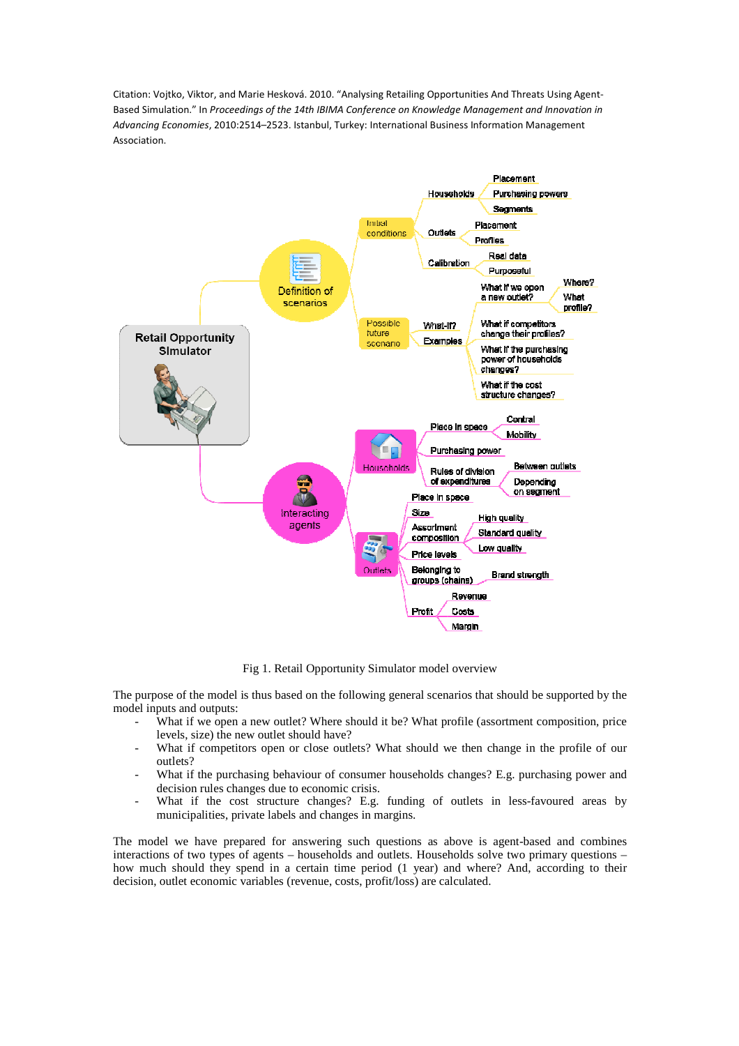Fig 1. Retail Opportunity Simulator model overview

The purpose of the model is thus based on the following general scenarios that should be supported by the model inputs and outputs:

- What if we open a new outlet? Where should it be? What profile (assortment composition, price levels, size) the new outlet should have?
- What if competitors open or close outlets? What should we then change in the profile of our outlets?
- What if the purchasing behaviour of consumer households changes? E.g. purchasing power and decision rules changes due to economic crisis.
- What if the cost structure changes? E.g. funding of outlets in less-favoured areas by municipalities, private labels and changes in margins.

The model we have prepared for answering such questions as above is agent-based and combines interactions of two types of agents – households and outlets. Households solve two primary questions – how much should they spend in a certain time period (1 year) and where? And, according to their decision, outlet economic variables (revenue, costs, profit/loss) are calculated.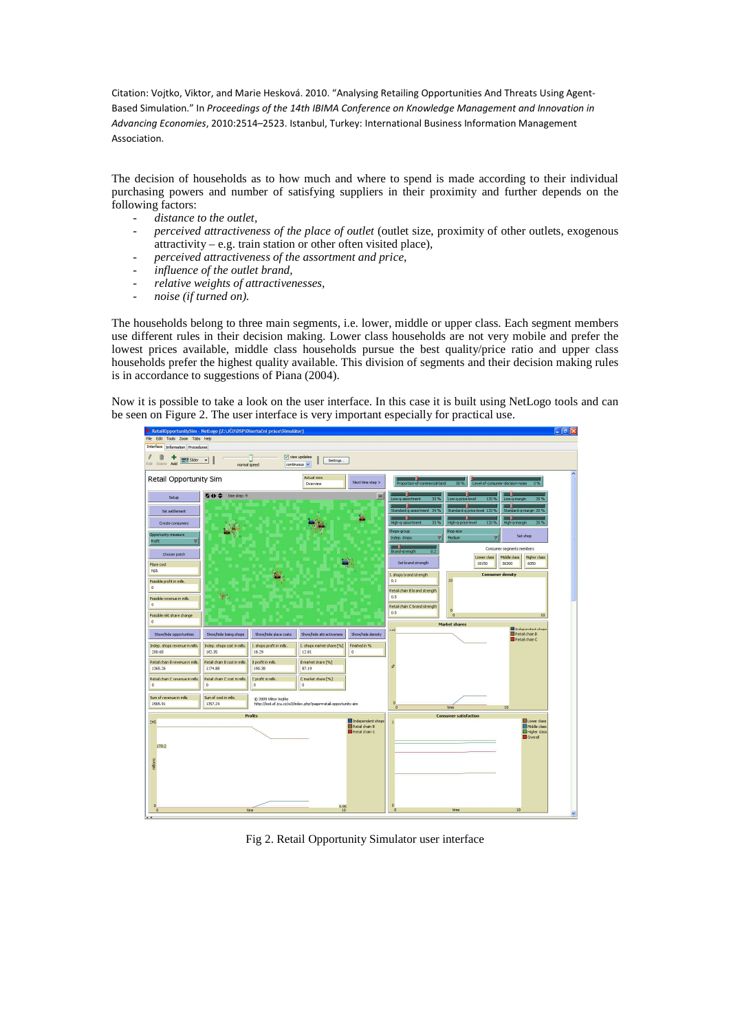Citation: Vojtko, Viktor, and Marie Hesková. 2010. "Analysing Retailing Opportunities And Threats Using Agent-Based Simulation." In *Proceedings of the 14th IBIMA Conference on Knowledge Management and Innovation in Advancing Economies*, 2010:2514–2523. Istanbul, Turkey: International Business Information Management Association.

The decision of households as to how much and where to spend is made according to their individual purchasing powers and number of satisfying suppliers in their proximity and further depends on the following factors:

- *distance to the outlet,*
- *perceived attractiveness of the place of outlet* (outlet size, proximity of other outlets, exogenous attractivity – e.g. train station or other often visited place),
- *perceived attractiveness of the assortment and price,*
- *influence of the outlet brand,*
- *relative weights of attractivenesses,*
- *noise (if turned on).*

The households belong to three main segments, i.e. lower, middle or upper class. Each segment members use different rules in their decision making. Lower class households are not very mobile and prefer the lowest prices available, middle class households pursue the best quality/price ratio and upper class households prefer the highest quality available. This division of segments and their decision making rules is in accordance to suggestions of Piana (2004).

Now it is possible to take a look on the user interface. In this case it is built using NetLogo tools and can be seen on Figure 2. The user interface is very important especially for practical use.

Fig 2. Retail Opportunity Simulator user interface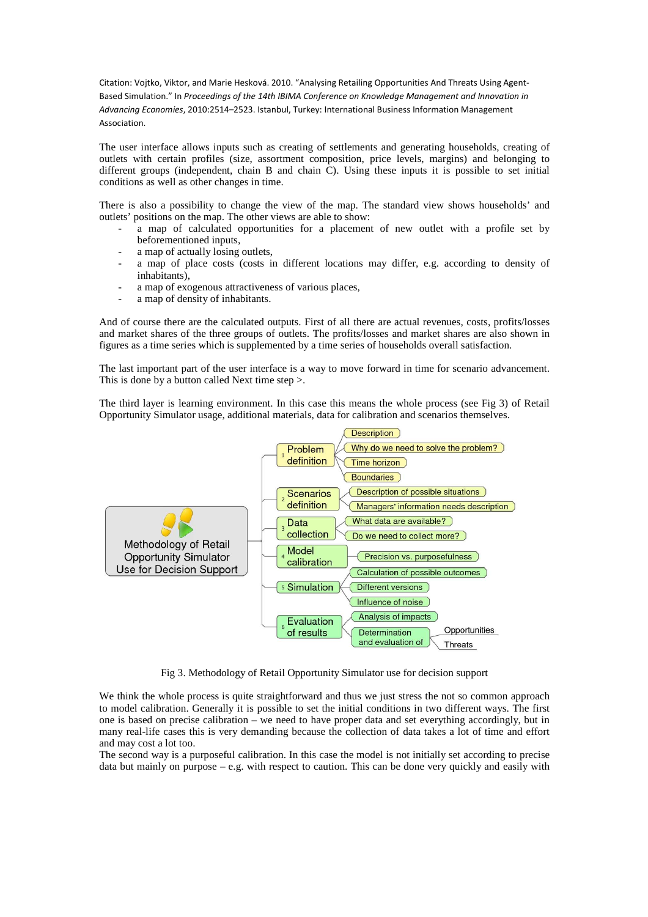The user interface allows inputs such as creating of settlements and generating households, creating of outlets with certain profiles (size, assortment composition, price levels, margins) and belonging to different groups (independent, chain B and chain C). Using these inputs it is possible to set initial conditions as well as other changes in time.

There is also a possibility to change the view of the map. The standard view shows households' and outlets' positions on the map. The other views are able to show:

- a map of calculated opportunities for a placement of new outlet with a profile set by beforementioned inputs,
- a map of actually losing outlets,
- a map of place costs (costs in different locations may differ, e.g. according to density of inhabitants),
- a map of exogenous attractiveness of various places,
- a map of density of inhabitants.

And of course there are the calculated outputs. First of all there are actual revenues, costs, profits/losses and market shares of the three groups of outlets. The profits/losses and market shares are also shown in figures as a time series which is supplemented by a time series of households overall satisfaction.

The last important part of the user interface is a way to move forward in time for scenario advancement. This is done by a button called Next time step >.

The third layer is learning environment. In this case this means the whole process (see Fig 3) of Retail Opportunity Simulator usage, additional materials, data for calibration and scenarios themselves.

Methodology of Retail Opportunity Simulator Use for Decision Support

- 1 Problem definition
  - Description
  - Why do we need to solve the problem?
  - Time horizon
  - Boundaries
- 2 Scenarios definition
  - Description of possible situations
  - Managers' information needs description
- 3 Data collection
  - What data are available?
  - Do we need to collect more?
- 4 Model calibration
  - Precision vs. purposefulness
- 5 Simulation
  - Calculation of possible outcomes
  - Different versions
  - Influence of noise
- 6 Evaluation of results
  - Analysis of impacts
  - Determination and evaluation of
    - Opportunities
    - Threats

Fig 3. Methodology of Retail Opportunity Simulator use for decision support

We think the whole process is quite straightforward and thus we just stress the not so common approach to model calibration. Generally it is possible to set the initial conditions in two different ways. The first one is based on precise calibration – we need to have proper data and set everything accordingly, but in many real-life cases this is very demanding because the collection of data takes a lot of time and effort and may cost a lot too.

The second way is a purposeful calibration. In this case the model is not initially set according to precise data but mainly on purpose – e.g. with respect to caution. This can be done very quickly and easily with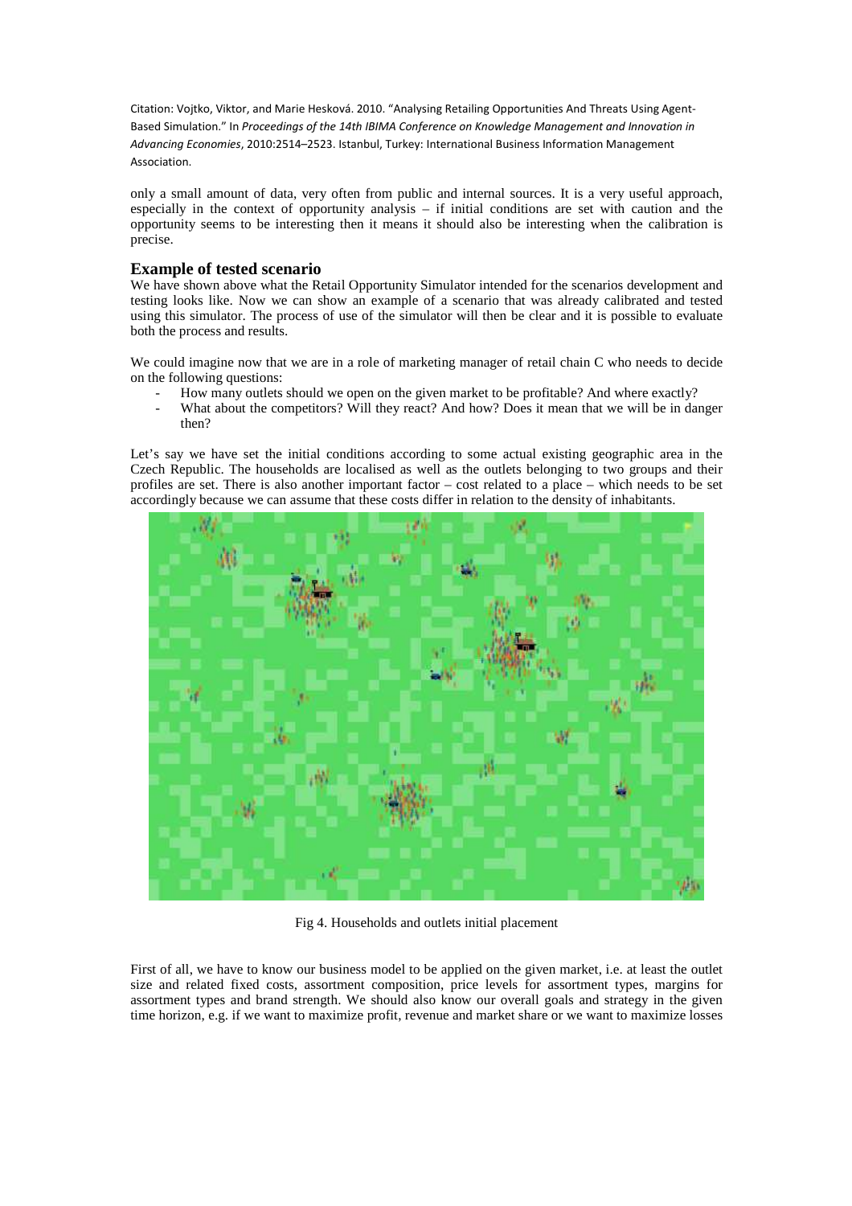only a small amount of data, very often from public and internal sources. It is a very useful approach, especially in the context of opportunity analysis – if initial conditions are set with caution and the opportunity seems to be interesting then it means it should also be interesting when the calibration is precise.

## Example of tested scenario

We have shown above what the Retail Opportunity Simulator intended for the scenarios development and testing looks like. Now we can show an example of a scenario that was already calibrated and tested using this simulator. The process of use of the simulator will then be clear and it is possible to evaluate both the process and results.

We could imagine now that we are in a role of marketing manager of retail chain C who needs to decide on the following questions:

- How many outlets should we open on the given market to be profitable? And where exactly?
- What about the competitors? Will they react? And how? Does it mean that we will be in danger then?

Let's say we have set the initial conditions according to some actual existing geographic area in the Czech Republic. The households are localised as well as the outlets belonging to two groups and their profiles are set. There is also another important factor – cost related to a place – which needs to be set accordingly because we can assume that these costs differ in relation to the density of inhabitants.

Fig 4. Households and outlets initial placement

First of all, we have to know our business model to be applied on the given market, i.e. at least the outlet size and related fixed costs, assortment composition, price levels for assortment types, margins for assortment types and brand strength. We should also know our overall goals and strategy in the given time horizon, e.g. if we want to maximize profit, revenue and market share or we want to maximize losses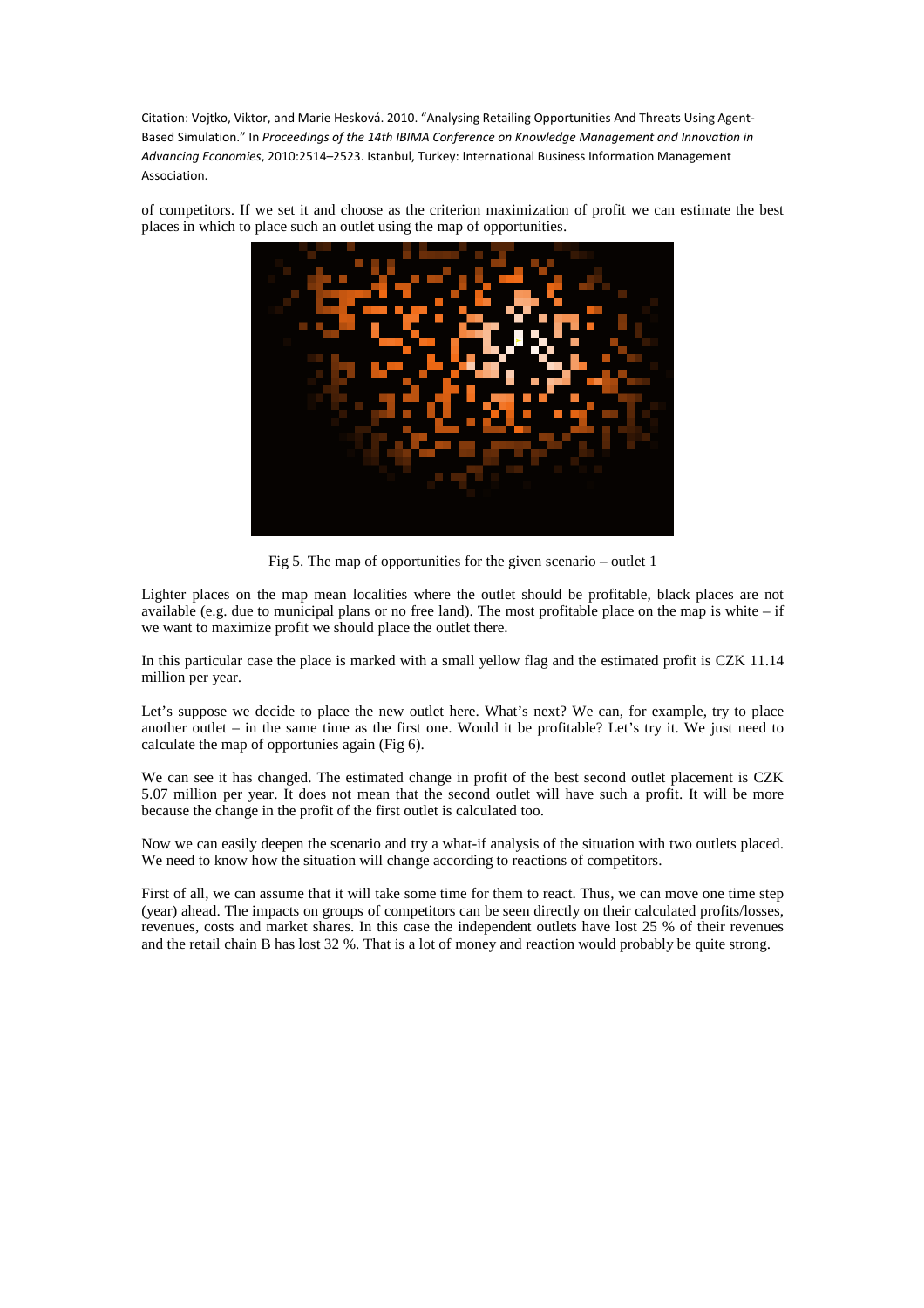of competitors. If we set it and choose as the criterion maximization of profit we can estimate the best places in which to place such an outlet using the map of opportunities.

Fig 5. The map of opportunities for the given scenario – outlet 1

Lighter places on the map mean localities where the outlet should be profitable, black places are not available (e.g. due to municipal plans or no free land). The most profitable place on the map is white – if we want to maximize profit we should place the outlet there.

In this particular case the place is marked with a small yellow flag and the estimated profit is CZK 11.14 million per year.

Let's suppose we decide to place the new outlet here. What's next? We can, for example, try to place another outlet – in the same time as the first one. Would it be profitable? Let's try it. We just need to calculate the map of opportunies again (Fig 6).

We can see it has changed. The estimated change in profit of the best second outlet placement is CZK 5.07 million per year. It does not mean that the second outlet will have such a profit. It will be more because the change in the profit of the first outlet is calculated too.

Now we can easily deepen the scenario and try a what-if analysis of the situation with two outlets placed. We need to know how the situation will change according to reactions of competitors.

First of all, we can assume that it will take some time for them to react. Thus, we can move one time step (year) ahead. The impacts on groups of competitors can be seen directly on their calculated profits/losses, revenues, costs and market shares. In this case the independent outlets have lost 25 % of their revenues and the retail chain B has lost 32 %. That is a lot of money and reaction would probably be quite strong.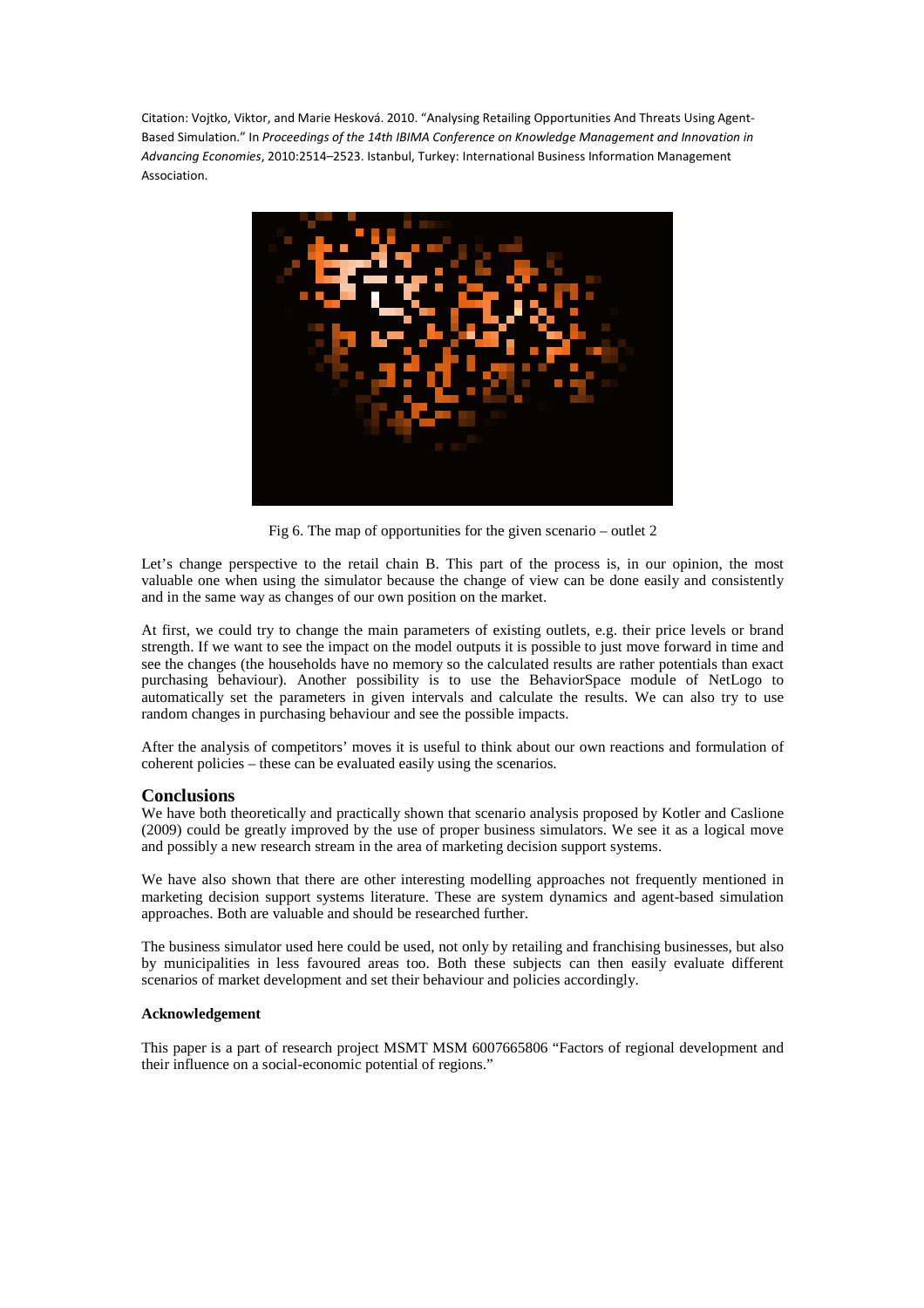Citation: Vojtko, Viktor, and Marie Hesková. 2010. “Analysing Retailing Opportunities And Threats Using Agent-Based Simulation.” In *Proceedings of the 14th IBIMA Conference on Knowledge Management and Innovation in Advancing Economies*, 2010:2514–2523. Istanbul, Turkey: International Business Information Management Association.

Fig 6. The map of opportunities for the given scenario – outlet 2

Let’s change perspective to the retail chain B. This part of the process is, in our opinion, the most valuable one when using the simulator because the change of view can be done easily and consistently and in the same way as changes of our own position on the market.

At first, we could try to change the main parameters of existing outlets, e.g. their price levels or brand strength. If we want to see the impact on the model outputs it is possible to just move forward in time and see the changes (the households have no memory so the calculated results are rather potentials than exact purchasing behaviour). Another possibility is to use the BehaviorSpace module of NetLogo to automatically set the parameters in given intervals and calculate the results. We can also try to use random changes in purchasing behaviour and see the possible impacts.

After the analysis of competitors’ moves it is useful to think about our own reactions and formulation of coherent policies – these can be evaluated easily using the scenarios.

## Conclusions

We have both theoretically and practically shown that scenario analysis proposed by Kotler and Caslione (2009) could be greatly improved by the use of proper business simulators. We see it as a logical move and possibly a new research stream in the area of marketing decision support systems.

We have also shown that there are other interesting modelling approaches not frequently mentioned in marketing decision support systems literature. These are system dynamics and agent-based simulation approaches. Both are valuable and should be researched further.

The business simulator used here could be used, not only by retailing and franchising businesses, but also by municipalities in less favoured areas too. Both these subjects can then easily evaluate different scenarios of market development and set their behaviour and policies accordingly.

### Acknowledgement

This paper is a part of research project MSMT MSM 6007665806 “Factors of regional development and their influence on a social-economic potential of regions.”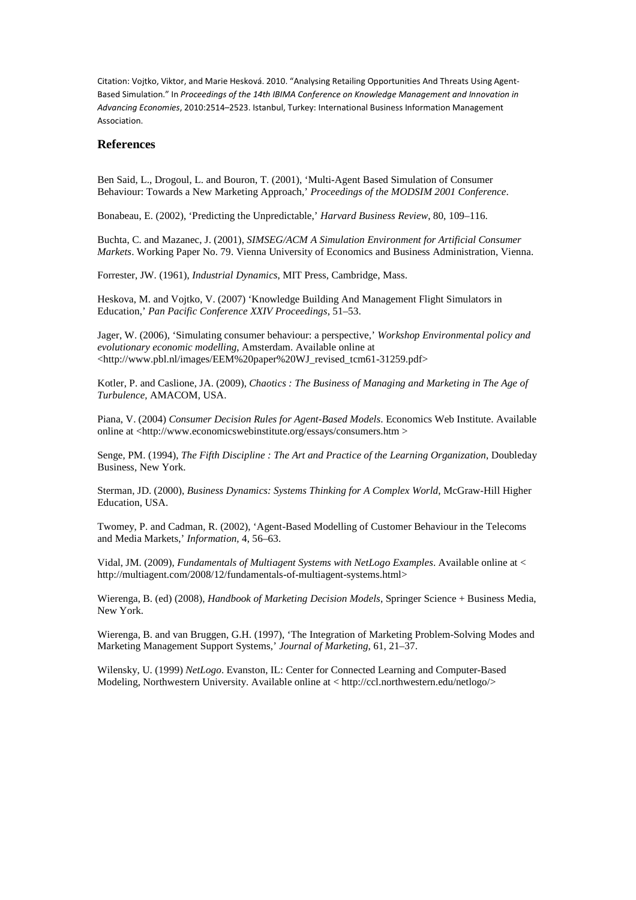Citation: Vojtko, Viktor, and Marie Hesková. 2010. "Analysing Retailing Opportunities And Threats Using Agent-Based Simulation." In *Proceedings of the 14th IBIMA Conference on Knowledge Management and Innovation in Advancing Economies*, 2010:2514–2523. Istanbul, Turkey: International Business Information Management Association.

## References

Ben Said, L., Drogoul, L. and Bouron, T. (2001), 'Multi-Agent Based Simulation of Consumer Behaviour: Towards a New Marketing Approach,' *Proceedings of the MODSIM 2001 Conference*.

Bonabeau, E. (2002), 'Predicting the Unpredictable,' *Harvard Business Review*, 80, 109–116.

Buchta, C. and Mazanec, J. (2001), *SIMSEG/ACM A Simulation Environment for Artificial Consumer Markets*. Working Paper No. 79. Vienna University of Economics and Business Administration, Vienna.

Forrester, JW. (1961), *Industrial Dynamics*, MIT Press, Cambridge, Mass.

Heskova, M. and Vojtko, V. (2007) 'Knowledge Building And Management Flight Simulators in Education,' *Pan Pacific Conference XXIV Proceedings*, 51–53.

Jager, W. (2006), 'Simulating consumer behaviour: a perspective,' *Workshop Environmental policy and evolutionary economic modelling*, Amsterdam. Available online at <http://www.pbl.nl/images/EEM%20paper%20WJ_revised_tcm61-31259.pdf>

Kotler, P. and Caslione, JA. (2009), *Chaotics : The Business of Managing and Marketing in The Age of Turbulence*, AMACOM, USA.

Piana, V. (2004) *Consumer Decision Rules for Agent-Based Models*. Economics Web Institute. Available online at <http://www.economicswebinstitute.org/essays/consumers.htm >

Senge, PM. (1994), *The Fifth Discipline : The Art and Practice of the Learning Organization*, Doubleday Business, New York.

Sterman, JD. (2000), *Business Dynamics: Systems Thinking for A Complex World*, McGraw-Hill Higher Education, USA.

Twomey, P. and Cadman, R. (2002), 'Agent-Based Modelling of Customer Behaviour in the Telecoms and Media Markets,' *Information*, 4, 56–63.

Vidal, JM. (2009), *Fundamentals of Multiagent Systems with NetLogo Examples*. Available online at < http://multiagent.com/2008/12/fundamentals-of-multiagent-systems.html>

Wierenga, B. (ed) (2008), *Handbook of Marketing Decision Models*, Springer Science + Business Media, New York.

Wierenga, B. and van Bruggen, G.H. (1997), 'The Integration of Marketing Problem-Solving Modes and Marketing Management Support Systems,' *Journal of Marketing*, 61, 21–37.

Wilensky, U. (1999) *NetLogo*. Evanston, IL: Center for Connected Learning and Computer-Based Modeling, Northwestern University. Available online at < http://ccl.northwestern.edu/netlogo/>